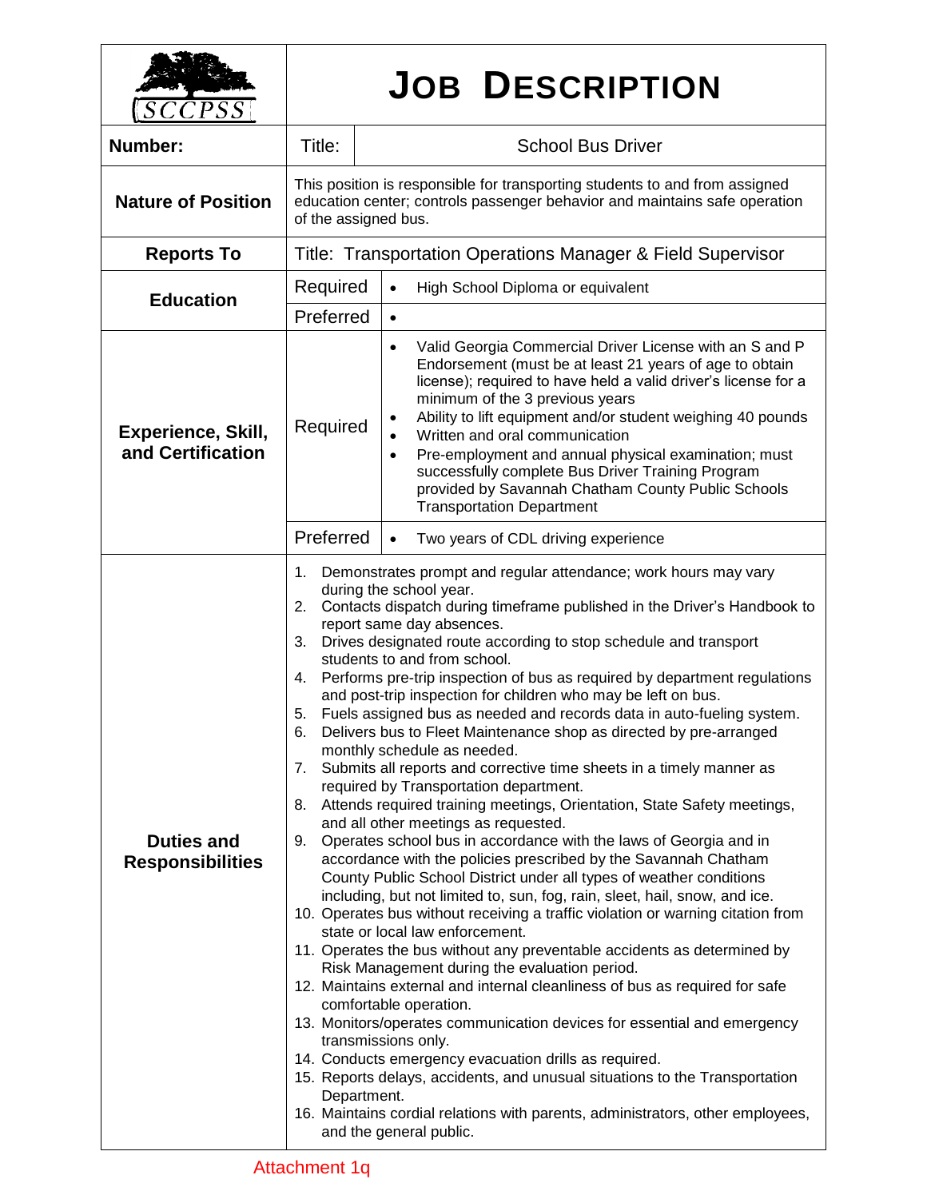| SCCPSS | # JOB DESCRIPTION | |
|---|---|---|
| **Number:** | Title: | School Bus Driver |
| **Nature of Position** | This position is responsible for transporting students to and from assigned education center; controls passenger behavior and maintains safe operation of the assigned bus. | |
| **Reports To** | Title: Transportation Operations Manager & Field Supervisor | |
| **Education** | Required | • High School Diploma or equivalent |
| | Preferred | • |
| **Experience, Skill, and Certification** | Required | • Valid Georgia Commercial Driver License with an S and P Endorsement (must be at least 21 years of age to obtain license); required to have held a valid driver's license for a minimum of the 3 previous years<br>• Ability to lift equipment and/or student weighing 40 pounds<br>• Written and oral communication<br>• Pre-employment and annual physical examination; must successfully complete Bus Driver Training Program provided by Savannah Chatham County Public Schools Transportation Department |
| | Preferred | • Two years of CDL driving experience |
| **Duties and Responsibilities** | 1. Demonstrates prompt and regular attendance; work hours may vary during the school year.<br>2. Contacts dispatch during timeframe published in the Driver's Handbook to report same day absences.<br>3. Drives designated route according to stop schedule and transport students to and from school.<br>4. Performs pre-trip inspection of bus as required by department regulations and post-trip inspection for children who may be left on bus.<br>5. Fuels assigned bus as needed and records data in auto-fueling system.<br>6. Delivers bus to Fleet Maintenance shop as directed by pre-arranged monthly schedule as needed.<br>7. Submits all reports and corrective time sheets in a timely manner as required by Transportation department.<br>8. Attends required training meetings, Orientation, State Safety meetings, and all other meetings as requested.<br>9. Operates school bus in accordance with the laws of Georgia and in accordance with the policies prescribed by the Savannah Chatham County Public School District under all types of weather conditions including, but not limited to, sun, fog, rain, sleet, hail, snow, and ice.<br>10. Operates bus without receiving a traffic violation or warning citation from state or local law enforcement.<br>11. Operates the bus without any preventable accidents as determined by Risk Management during the evaluation period.<br>12. Maintains external and internal cleanliness of bus as required for safe comfortable operation.<br>13. Monitors/operates communication devices for essential and emergency transmissions only.<br>14. Conducts emergency evacuation drills as required.<br>15. Reports delays, accidents, and unusual situations to the Transportation Department.<br>16. Maintains cordial relations with parents, administrators, other employees, and the general public. | |

Attachment 1q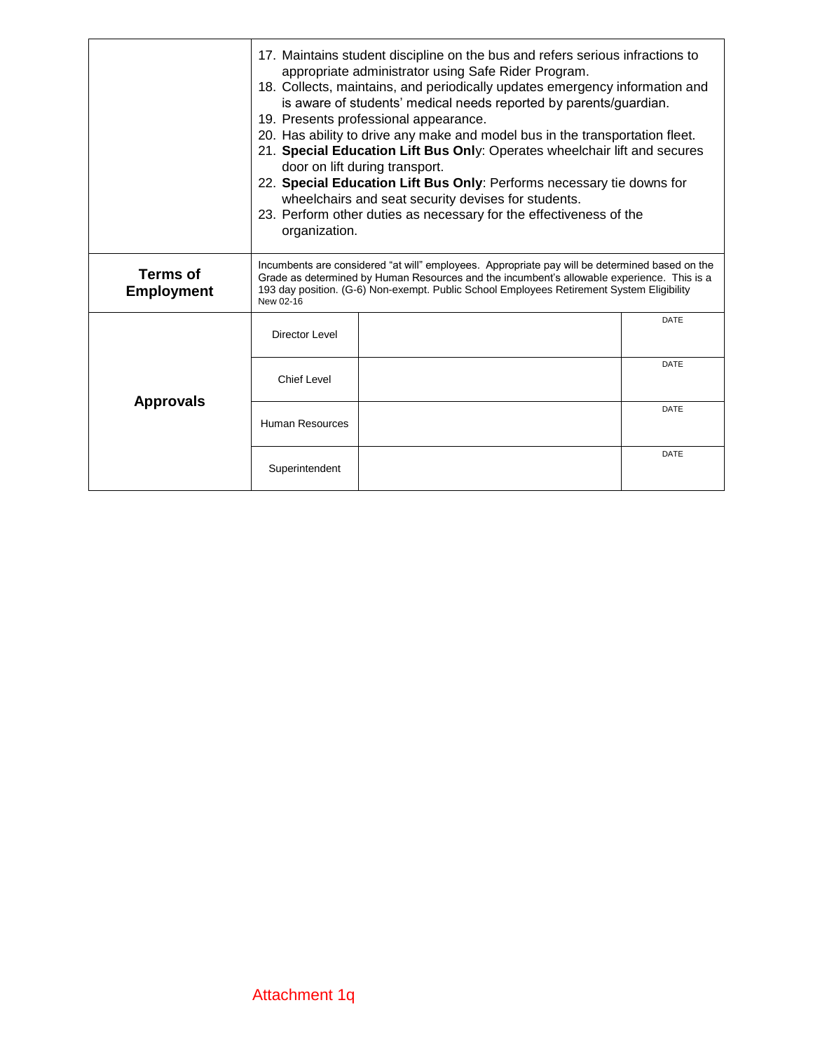| | |
|---|---|
| | 17. Maintains student discipline on the bus and refers serious infractions to appropriate administrator using Safe Rider Program.<br>18. Collects, maintains, and periodically updates emergency information and is aware of students' medical needs reported by parents/guardian.<br>19. Presents professional appearance.<br>20. Has ability to drive any make and model bus in the transportation fleet.<br>21. **Special Education Lift Bus Onl**y: Operates wheelchair lift and secures door on lift during transport.<br>22. **Special Education Lift Bus Only**: Performs necessary tie downs for wheelchairs and seat security devises for students.<br>23. Perform other duties as necessary for the effectiveness of the organization. |
| **Terms of Employment** | Incumbents are considered "at will" employees. Appropriate pay will be determined based on the Grade as determined by Human Resources and the incumbent's allowable experience. This is a 193 day position. (G-6) Non-exempt. Public School Employees Retirement System Eligibility<br>New 02-16 |

| **Approvals** | | | |
|---|---|---|---|
| | Director Level | | DATE |
| | Chief Level | | DATE |
| | Human Resources | | DATE |
| | Superintendent | | DATE |

Attachment 1q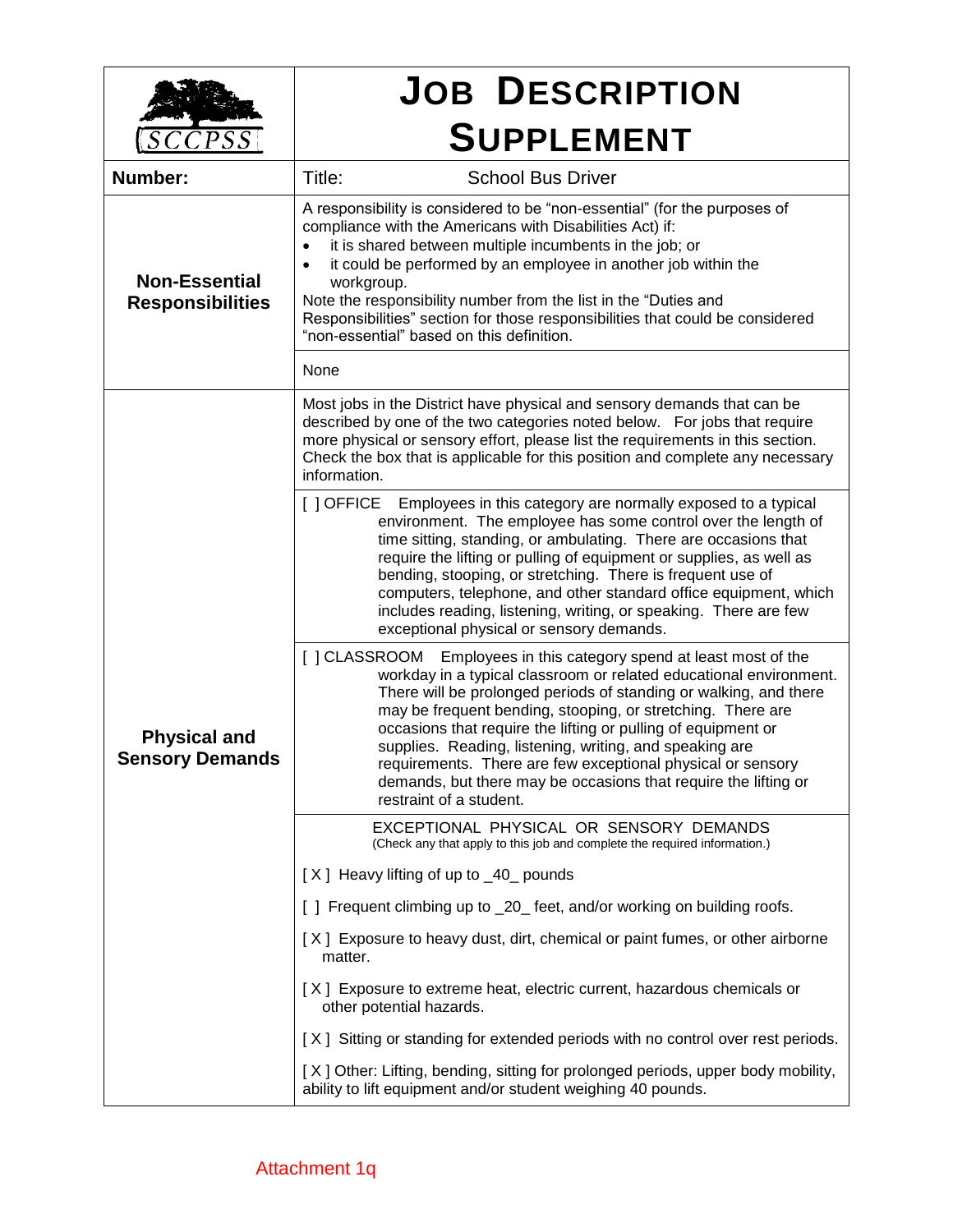| SCCPSS | # JOB DESCRIPTION SUPPLEMENT |
| --- | --- |
| **Number:** | Title: School Bus Driver |
| **Non-Essential Responsibilities** | A responsibility is considered to be "non-essential" (for the purposes of compliance with the Americans with Disabilities Act) if:<br>• it is shared between multiple incumbents in the job; or<br>• it could be performed by an employee in another job within the workgroup.<br>Note the responsibility number from the list in the "Duties and Responsibilities" section for those responsibilities that could be considered "non-essential" based on this definition. |
| | None |
| **Physical and Sensory Demands** | Most jobs in the District have physical and sensory demands that can be described by one of the two categories noted below. For jobs that require more physical or sensory effort, please list the requirements in this section. Check the box that is applicable for this position and complete any necessary information. |
| | [ ] OFFICE Employees in this category are normally exposed to a typical environment. The employee has some control over the length of time sitting, standing, or ambulating. There are occasions that require the lifting or pulling of equipment or supplies, as well as bending, stooping, or stretching. There is frequent use of computers, telephone, and other standard office equipment, which includes reading, listening, writing, or speaking. There are few exceptional physical or sensory demands. |
| | [ ] CLASSROOM Employees in this category spend at least most of the workday in a typical classroom or related educational environment. There will be prolonged periods of standing or walking, and there may be frequent bending, stooping, or stretching. There are occasions that require the lifting or pulling of equipment or supplies. Reading, listening, writing, and speaking are requirements. There are few exceptional physical or sensory demands, but there may be occasions that require the lifting or restraint of a student. |
| | EXCEPTIONAL PHYSICAL OR SENSORY DEMANDS<br>(Check any that apply to this job and complete the required information.)<br><br>[ X ] Heavy lifting of up to _40_ pounds<br><br>[ ] Frequent climbing up to _20_ feet, and/or working on building roofs.<br><br>[ X ] Exposure to heavy dust, dirt, chemical or paint fumes, or other airborne matter.<br><br>[ X ] Exposure to extreme heat, electric current, hazardous chemicals or other potential hazards.<br><br>[ X ] Sitting or standing for extended periods with no control over rest periods.<br><br>[ X ] Other: Lifting, bending, sitting for prolonged periods, upper body mobility, ability to lift equipment and/or student weighing 40 pounds. |

Attachment 1q